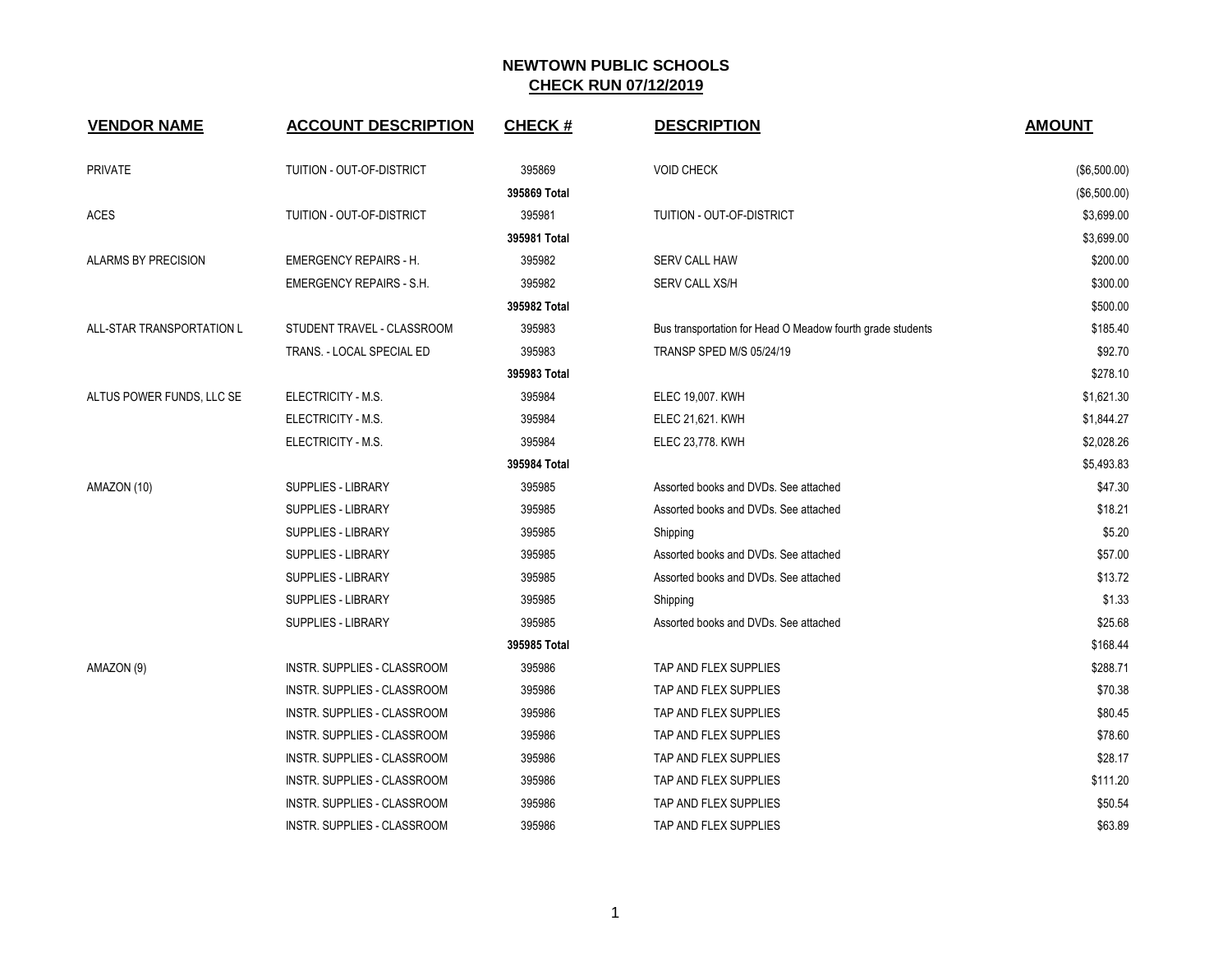## NEWTOWN PUBLIC SCHOOLS
## CHECK RUN 07/12/2019

| VENDOR NAME | ACCOUNT DESCRIPTION | CHECK # | DESCRIPTION | AMOUNT |
|---|---|---|---|---|
| PRIVATE | TUITION - OUT-OF-DISTRICT | 395869 | VOID CHECK | ($6,500.00) |
| | | 395869 Total | | ($6,500.00) |
| ACES | TUITION - OUT-OF-DISTRICT | 395981 | TUITION - OUT-OF-DISTRICT | $3,699.00 |
| | | 395981 Total | | $3,699.00 |
| ALARMS BY PRECISION | EMERGENCY REPAIRS - H. | 395982 | SERV CALL HAW | $200.00 |
| | EMERGENCY REPAIRS - S.H. | 395982 | SERV CALL XS/H | $300.00 |
| | | 395982 Total | | $500.00 |
| ALL-STAR TRANSPORTATION L | STUDENT TRAVEL - CLASSROOM | 395983 | Bus transportation for Head O Meadow fourth grade students | $185.40 |
| | TRANS. - LOCAL SPECIAL ED | 395983 | TRANSP SPED M/S 05/24/19 | $92.70 |
| | | 395983 Total | | $278.10 |
| ALTUS POWER FUNDS, LLC SE | ELECTRICITY - M.S. | 395984 | ELEC 19,007. KWH | $1,621.30 |
| | ELECTRICITY - M.S. | 395984 | ELEC 21,621. KWH | $1,844.27 |
| | ELECTRICITY - M.S. | 395984 | ELEC 23,778. KWH | $2,028.26 |
| | | 395984 Total | | $5,493.83 |
| AMAZON (10) | SUPPLIES - LIBRARY | 395985 | Assorted books and DVDs. See attached | $47.30 |
| | SUPPLIES - LIBRARY | 395985 | Assorted books and DVDs. See attached | $18.21 |
| | SUPPLIES - LIBRARY | 395985 | Shipping | $5.20 |
| | SUPPLIES - LIBRARY | 395985 | Assorted books and DVDs. See attached | $57.00 |
| | SUPPLIES - LIBRARY | 395985 | Assorted books and DVDs. See attached | $13.72 |
| | SUPPLIES - LIBRARY | 395985 | Shipping | $1.33 |
| | SUPPLIES - LIBRARY | 395985 | Assorted books and DVDs. See attached | $25.68 |
| | | 395985 Total | | $168.44 |
| AMAZON (9) | INSTR. SUPPLIES - CLASSROOM | 395986 | TAP AND FLEX SUPPLIES | $288.71 |
| | INSTR. SUPPLIES - CLASSROOM | 395986 | TAP AND FLEX SUPPLIES | $70.38 |
| | INSTR. SUPPLIES - CLASSROOM | 395986 | TAP AND FLEX SUPPLIES | $80.45 |
| | INSTR. SUPPLIES - CLASSROOM | 395986 | TAP AND FLEX SUPPLIES | $78.60 |
| | INSTR. SUPPLIES - CLASSROOM | 395986 | TAP AND FLEX SUPPLIES | $28.17 |
| | INSTR. SUPPLIES - CLASSROOM | 395986 | TAP AND FLEX SUPPLIES | $111.20 |
| | INSTR. SUPPLIES - CLASSROOM | 395986 | TAP AND FLEX SUPPLIES | $50.54 |
| | INSTR. SUPPLIES - CLASSROOM | 395986 | TAP AND FLEX SUPPLIES | $63.89 |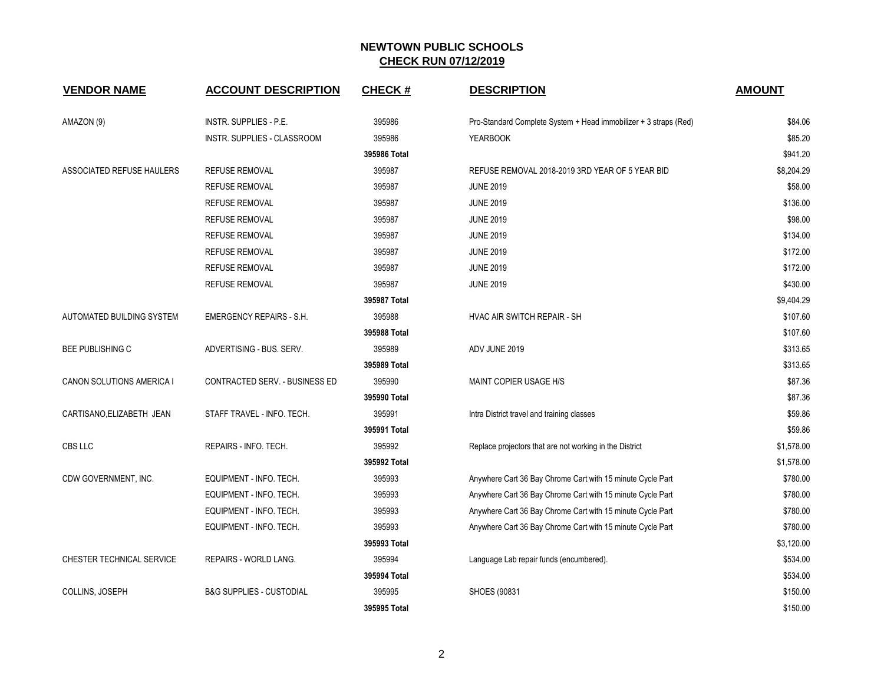## NEWTOWN PUBLIC SCHOOLS
## CHECK RUN 07/12/2019

| VENDOR NAME | ACCOUNT DESCRIPTION | CHECK # | DESCRIPTION | AMOUNT |
|---|---|---|---|---|
| AMAZON (9) | INSTR. SUPPLIES - P.E. | 395986 | Pro-Standard Complete System + Head immobilizer + 3 straps (Red) | $84.06 |
| | INSTR. SUPPLIES - CLASSROOM | 395986 | YEARBOOK | $85.20 |
| | | 395986 Total | | $941.20 |
| ASSOCIATED REFUSE HAULERS | REFUSE REMOVAL | 395987 | REFUSE REMOVAL 2018-2019 3RD YEAR OF 5 YEAR BID | $8,204.29 |
| | REFUSE REMOVAL | 395987 | JUNE 2019 | $58.00 |
| | REFUSE REMOVAL | 395987 | JUNE 2019 | $136.00 |
| | REFUSE REMOVAL | 395987 | JUNE 2019 | $98.00 |
| | REFUSE REMOVAL | 395987 | JUNE 2019 | $134.00 |
| | REFUSE REMOVAL | 395987 | JUNE 2019 | $172.00 |
| | REFUSE REMOVAL | 395987 | JUNE 2019 | $172.00 |
| | REFUSE REMOVAL | 395987 | JUNE 2019 | $430.00 |
| | | 395987 Total | | $9,404.29 |
| AUTOMATED BUILDING SYSTEM | EMERGENCY REPAIRS - S.H. | 395988 | HVAC AIR SWITCH REPAIR - SH | $107.60 |
| | | 395988 Total | | $107.60 |
| BEE PUBLISHING C | ADVERTISING - BUS. SERV. | 395989 | ADV JUNE 2019 | $313.65 |
| | | 395989 Total | | $313.65 |
| CANON SOLUTIONS AMERICA I | CONTRACTED SERV. - BUSINESS ED | 395990 | MAINT COPIER USAGE H/S | $87.36 |
| | | 395990 Total | | $87.36 |
| CARTISANO,ELIZABETH JEAN | STAFF TRAVEL - INFO. TECH. | 395991 | Intra District travel and training classes | $59.86 |
| | | 395991 Total | | $59.86 |
| CBS LLC | REPAIRS - INFO. TECH. | 395992 | Replace projectors that are not working in the District | $1,578.00 |
| | | 395992 Total | | $1,578.00 |
| CDW GOVERNMENT, INC. | EQUIPMENT - INFO. TECH. | 395993 | Anywhere Cart 36 Bay Chrome Cart with 15 minute Cycle Part | $780.00 |
| | EQUIPMENT - INFO. TECH. | 395993 | Anywhere Cart 36 Bay Chrome Cart with 15 minute Cycle Part | $780.00 |
| | EQUIPMENT - INFO. TECH. | 395993 | Anywhere Cart 36 Bay Chrome Cart with 15 minute Cycle Part | $780.00 |
| | EQUIPMENT - INFO. TECH. | 395993 | Anywhere Cart 36 Bay Chrome Cart with 15 minute Cycle Part | $780.00 |
| | | 395993 Total | | $3,120.00 |
| CHESTER TECHNICAL SERVICE | REPAIRS - WORLD LANG. | 395994 | Language Lab repair funds (encumbered). | $534.00 |
| | | 395994 Total | | $534.00 |
| COLLINS, JOSEPH | B&G SUPPLIES - CUSTODIAL | 395995 | SHOES (90831 | $150.00 |
| | | 395995 Total | | $150.00 |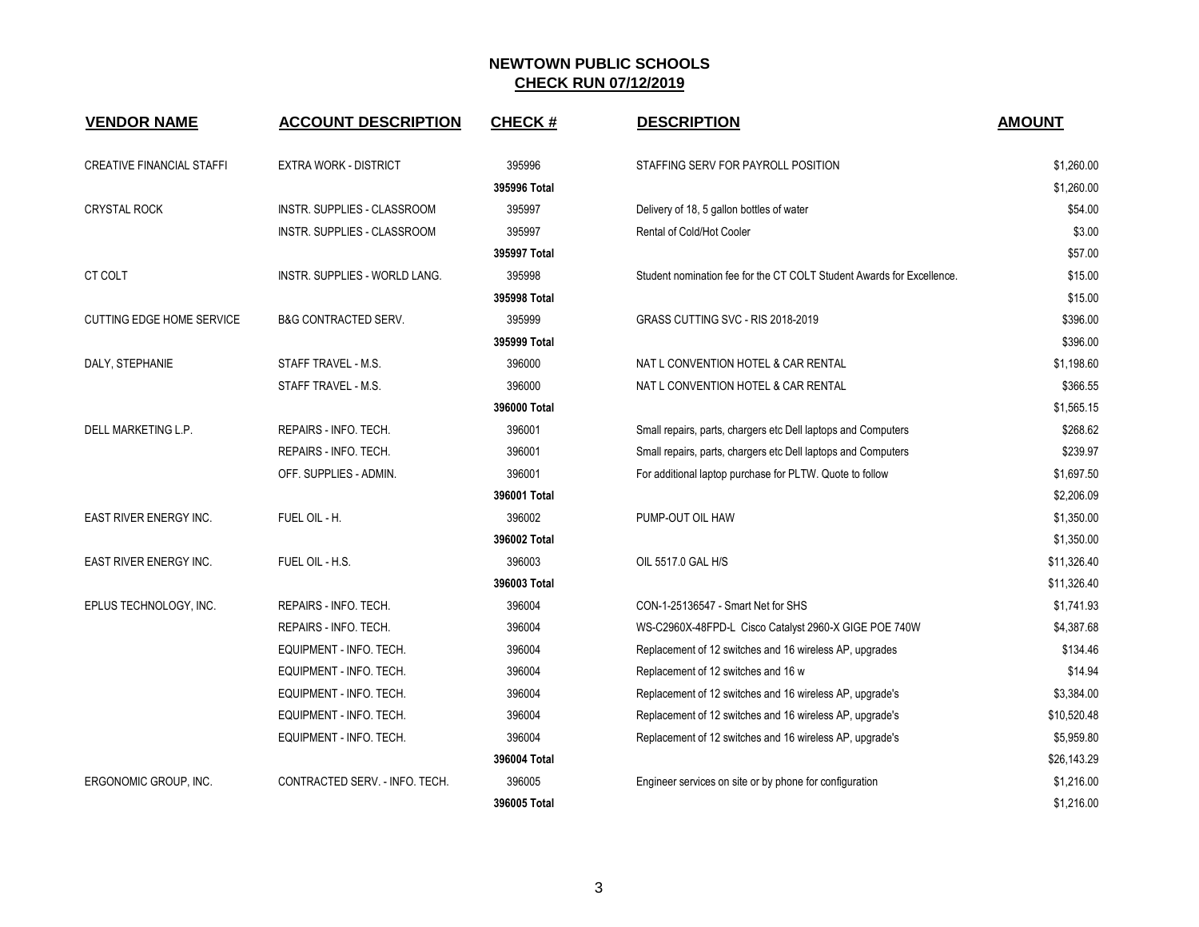# NEWTOWN PUBLIC SCHOOLS
## CHECK RUN 07/12/2019

| VENDOR NAME | ACCOUNT DESCRIPTION | CHECK # | DESCRIPTION | AMOUNT |
|---|---|---|---|---|
| CREATIVE FINANCIAL STAFFI | EXTRA WORK - DISTRICT | 395996 | STAFFING SERV FOR PAYROLL POSITION | $1,260.00 |
| | | **395996 Total** | | $1,260.00 |
| CRYSTAL ROCK | INSTR. SUPPLIES - CLASSROOM | 395997 | Delivery of 18, 5 gallon bottles of water | $54.00 |
| | INSTR. SUPPLIES - CLASSROOM | 395997 | Rental of Cold/Hot Cooler | $3.00 |
| | | **395997 Total** | | $57.00 |
| CT COLT | INSTR. SUPPLIES - WORLD LANG. | 395998 | Student nomination fee for the CT COLT Student Awards for Excellence. | $15.00 |
| | | **395998 Total** | | $15.00 |
| CUTTING EDGE HOME SERVICE | B&G CONTRACTED SERV. | 395999 | GRASS CUTTING SVC - RIS 2018-2019 | $396.00 |
| | | **395999 Total** | | $396.00 |
| DALY, STEPHANIE | STAFF TRAVEL - M.S. | 396000 | NAT L CONVENTION HOTEL & CAR RENTAL | $1,198.60 |
| | STAFF TRAVEL - M.S. | 396000 | NAT L CONVENTION HOTEL & CAR RENTAL | $366.55 |
| | | **396000 Total** | | $1,565.15 |
| DELL MARKETING L.P. | REPAIRS - INFO. TECH. | 396001 | Small repairs, parts, chargers etc Dell laptops and Computers | $268.62 |
| | REPAIRS - INFO. TECH. | 396001 | Small repairs, parts, chargers etc Dell laptops and Computers | $239.97 |
| | OFF. SUPPLIES - ADMIN. | 396001 | For additional laptop purchase for PLTW. Quote to follow | $1,697.50 |
| | | **396001 Total** | | $2,206.09 |
| EAST RIVER ENERGY INC. | FUEL OIL - H. | 396002 | PUMP-OUT OIL HAW | $1,350.00 |
| | | **396002 Total** | | $1,350.00 |
| EAST RIVER ENERGY INC. | FUEL OIL - H.S. | 396003 | OIL 5517.0 GAL H/S | $11,326.40 |
| | | **396003 Total** | | $11,326.40 |
| EPLUS TECHNOLOGY, INC. | REPAIRS - INFO. TECH. | 396004 | CON-1-25136547 - Smart Net for SHS | $1,741.93 |
| | REPAIRS - INFO. TECH. | 396004 | WS-C2960X-48FPD-L Cisco Catalyst 2960-X GIGE POE 740W | $4,387.68 |
| | EQUIPMENT - INFO. TECH. | 396004 | Replacement of 12 switches and 16 wireless AP, upgrades | $134.46 |
| | EQUIPMENT - INFO. TECH. | 396004 | Replacement of 12 switches and 16 w | $14.94 |
| | EQUIPMENT - INFO. TECH. | 396004 | Replacement of 12 switches and 16 wireless AP, upgrade's | $3,384.00 |
| | EQUIPMENT - INFO. TECH. | 396004 | Replacement of 12 switches and 16 wireless AP, upgrade's | $10,520.48 |
| | EQUIPMENT - INFO. TECH. | 396004 | Replacement of 12 switches and 16 wireless AP, upgrade's | $5,959.80 |
| | | **396004 Total** | | $26,143.29 |
| ERGONOMIC GROUP, INC. | CONTRACTED SERV. - INFO. TECH. | 396005 | Engineer services on site or by phone for configuration | $1,216.00 |
| | | **396005 Total** | | $1,216.00 |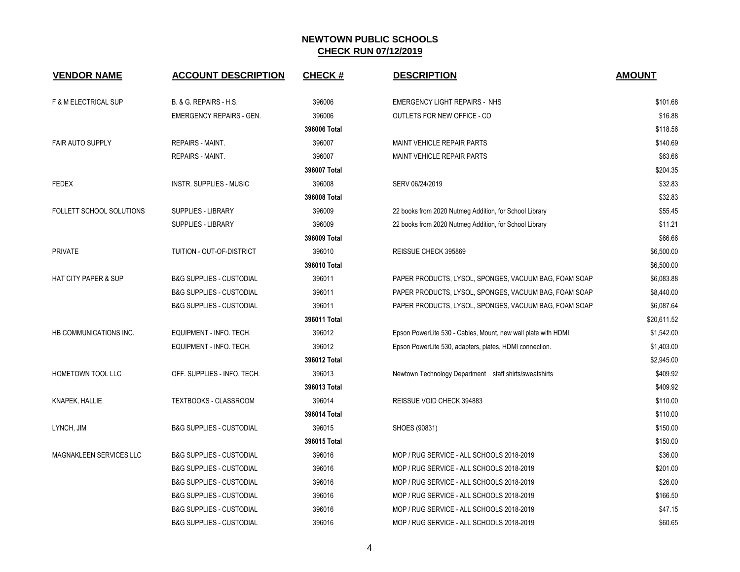# NEWTOWN PUBLIC SCHOOLS
## CHECK RUN 07/12/2019

| VENDOR NAME | ACCOUNT DESCRIPTION | CHECK # | DESCRIPTION | AMOUNT |
|---|---|---|---|---|
| F & M ELECTRICAL SUP | B. & G. REPAIRS - H.S. | 396006 | EMERGENCY LIGHT REPAIRS - NHS | $101.68 |
| | EMERGENCY REPAIRS - GEN. | 396006 | OUTLETS FOR NEW OFFICE - CO | $16.88 |
| | | 396006 Total | | $118.56 |
| FAIR AUTO SUPPLY | REPAIRS - MAINT. | 396007 | MAINT VEHICLE REPAIR PARTS | $140.69 |
| | REPAIRS - MAINT. | 396007 | MAINT VEHICLE REPAIR PARTS | $63.66 |
| | | 396007 Total | | $204.35 |
| FEDEX | INSTR. SUPPLIES - MUSIC | 396008 | SERV 06/24/2019 | $32.83 |
| | | 396008 Total | | $32.83 |
| FOLLETT SCHOOL SOLUTIONS | SUPPLIES - LIBRARY | 396009 | 22 books from 2020 Nutmeg Addition, for School Library | $55.45 |
| | SUPPLIES - LIBRARY | 396009 | 22 books from 2020 Nutmeg Addition, for School Library | $11.21 |
| | | 396009 Total | | $66.66 |
| PRIVATE | TUITION - OUT-OF-DISTRICT | 396010 | REISSUE CHECK 395869 | $6,500.00 |
| | | 396010 Total | | $6,500.00 |
| HAT CITY PAPER & SUP | B&G SUPPLIES - CUSTODIAL | 396011 | PAPER PRODUCTS, LYSOL, SPONGES, VACUUM BAG, FOAM SOAP | $6,083.88 |
| | B&G SUPPLIES - CUSTODIAL | 396011 | PAPER PRODUCTS, LYSOL, SPONGES, VACUUM BAG, FOAM SOAP | $8,440.00 |
| | B&G SUPPLIES - CUSTODIAL | 396011 | PAPER PRODUCTS, LYSOL, SPONGES, VACUUM BAG, FOAM SOAP | $6,087.64 |
| | | 396011 Total | | $20,611.52 |
| HB COMMUNICATIONS INC. | EQUIPMENT - INFO. TECH. | 396012 | Epson PowerLite 530 - Cables, Mount, new wall plate with HDMI | $1,542.00 |
| | EQUIPMENT - INFO. TECH. | 396012 | Epson PowerLite 530, adapters, plates, HDMI connection. | $1,403.00 |
| | | 396012 Total | | $2,945.00 |
| HOMETOWN TOOL LLC | OFF. SUPPLIES - INFO. TECH. | 396013 | Newtown Technology Department _ staff shirts/sweatshirts | $409.92 |
| | | 396013 Total | | $409.92 |
| KNAPEK, HALLIE | TEXTBOOKS - CLASSROOM | 396014 | REISSUE VOID CHECK 394883 | $110.00 |
| | | 396014 Total | | $110.00 |
| LYNCH, JIM | B&G SUPPLIES - CUSTODIAL | 396015 | SHOES (90831) | $150.00 |
| | | 396015 Total | | $150.00 |
| MAGNAKLEEN SERVICES LLC | B&G SUPPLIES - CUSTODIAL | 396016 | MOP / RUG SERVICE - ALL SCHOOLS 2018-2019 | $36.00 |
| | B&G SUPPLIES - CUSTODIAL | 396016 | MOP / RUG SERVICE - ALL SCHOOLS 2018-2019 | $201.00 |
| | B&G SUPPLIES - CUSTODIAL | 396016 | MOP / RUG SERVICE - ALL SCHOOLS 2018-2019 | $26.00 |
| | B&G SUPPLIES - CUSTODIAL | 396016 | MOP / RUG SERVICE - ALL SCHOOLS 2018-2019 | $166.50 |
| | B&G SUPPLIES - CUSTODIAL | 396016 | MOP / RUG SERVICE - ALL SCHOOLS 2018-2019 | $47.15 |
| | B&G SUPPLIES - CUSTODIAL | 396016 | MOP / RUG SERVICE - ALL SCHOOLS 2018-2019 | $60.65 |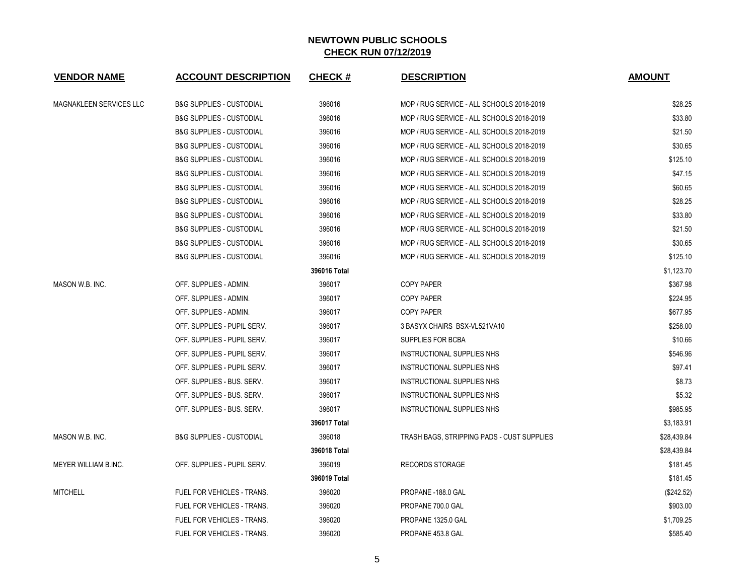# NEWTOWN PUBLIC SCHOOLS

## CHECK RUN 07/12/2019

| VENDOR NAME | ACCOUNT DESCRIPTION | CHECK # | DESCRIPTION | AMOUNT |
|---|---|---|---|---|
| MAGNAKLEEN SERVICES LLC | B&G SUPPLIES - CUSTODIAL | 396016 | MOP / RUG SERVICE - ALL SCHOOLS 2018-2019 | $28.25 |
| | B&G SUPPLIES - CUSTODIAL | 396016 | MOP / RUG SERVICE - ALL SCHOOLS 2018-2019 | $33.80 |
| | B&G SUPPLIES - CUSTODIAL | 396016 | MOP / RUG SERVICE - ALL SCHOOLS 2018-2019 | $21.50 |
| | B&G SUPPLIES - CUSTODIAL | 396016 | MOP / RUG SERVICE - ALL SCHOOLS 2018-2019 | $30.65 |
| | B&G SUPPLIES - CUSTODIAL | 396016 | MOP / RUG SERVICE - ALL SCHOOLS 2018-2019 | $125.10 |
| | B&G SUPPLIES - CUSTODIAL | 396016 | MOP / RUG SERVICE - ALL SCHOOLS 2018-2019 | $47.15 |
| | B&G SUPPLIES - CUSTODIAL | 396016 | MOP / RUG SERVICE - ALL SCHOOLS 2018-2019 | $60.65 |
| | B&G SUPPLIES - CUSTODIAL | 396016 | MOP / RUG SERVICE - ALL SCHOOLS 2018-2019 | $28.25 |
| | B&G SUPPLIES - CUSTODIAL | 396016 | MOP / RUG SERVICE - ALL SCHOOLS 2018-2019 | $33.80 |
| | B&G SUPPLIES - CUSTODIAL | 396016 | MOP / RUG SERVICE - ALL SCHOOLS 2018-2019 | $21.50 |
| | B&G SUPPLIES - CUSTODIAL | 396016 | MOP / RUG SERVICE - ALL SCHOOLS 2018-2019 | $30.65 |
| | B&G SUPPLIES - CUSTODIAL | 396016 | MOP / RUG SERVICE - ALL SCHOOLS 2018-2019 | $125.10 |
| | | **396016 Total** | | $1,123.70 |
| MASON W.B. INC. | OFF. SUPPLIES - ADMIN. | 396017 | COPY PAPER | $367.98 |
| | OFF. SUPPLIES - ADMIN. | 396017 | COPY PAPER | $224.95 |
| | OFF. SUPPLIES - ADMIN. | 396017 | COPY PAPER | $677.95 |
| | OFF. SUPPLIES - PUPIL SERV. | 396017 | 3 BASYX CHAIRS BSX-VL521VA10 | $258.00 |
| | OFF. SUPPLIES - PUPIL SERV. | 396017 | SUPPLIES FOR BCBA | $10.66 |
| | OFF. SUPPLIES - PUPIL SERV. | 396017 | INSTRUCTIONAL SUPPLIES NHS | $546.96 |
| | OFF. SUPPLIES - PUPIL SERV. | 396017 | INSTRUCTIONAL SUPPLIES NHS | $97.41 |
| | OFF. SUPPLIES - BUS. SERV. | 396017 | INSTRUCTIONAL SUPPLIES NHS | $8.73 |
| | OFF. SUPPLIES - BUS. SERV. | 396017 | INSTRUCTIONAL SUPPLIES NHS | $5.32 |
| | OFF. SUPPLIES - BUS. SERV. | 396017 | INSTRUCTIONAL SUPPLIES NHS | $985.95 |
| | | **396017 Total** | | $3,183.91 |
| MASON W.B. INC. | B&G SUPPLIES - CUSTODIAL | 396018 | TRASH BAGS, STRIPPING PADS - CUST SUPPLIES | $28,439.84 |
| | | **396018 Total** | | $28,439.84 |
| MEYER WILLIAM B.INC. | OFF. SUPPLIES - PUPIL SERV. | 396019 | RECORDS STORAGE | $181.45 |
| | | **396019 Total** | | $181.45 |
| MITCHELL | FUEL FOR VEHICLES - TRANS. | 396020 | PROPANE -188.0 GAL | ($242.52) |
| | FUEL FOR VEHICLES - TRANS. | 396020 | PROPANE 700.0 GAL | $903.00 |
| | FUEL FOR VEHICLES - TRANS. | 396020 | PROPANE 1325.0 GAL | $1,709.25 |
| | FUEL FOR VEHICLES - TRANS. | 396020 | PROPANE 453.8 GAL | $585.40 |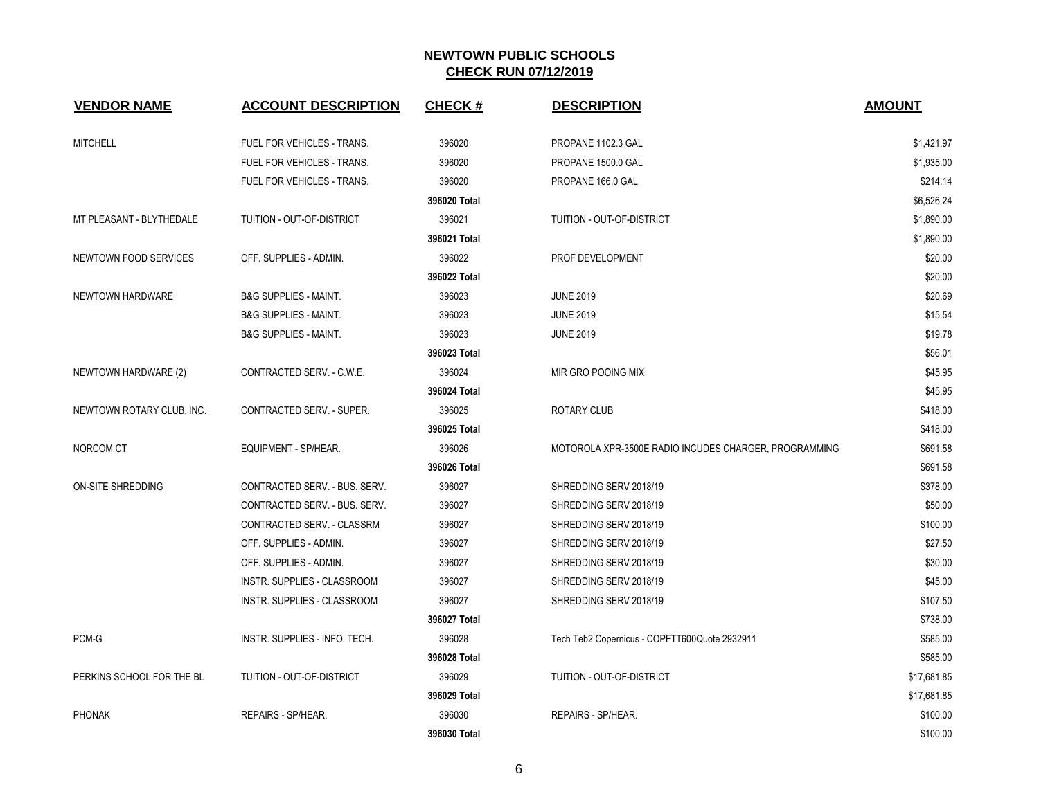# NEWTOWN PUBLIC SCHOOLS

## CHECK RUN 07/12/2019

| VENDOR NAME | ACCOUNT DESCRIPTION | CHECK # | DESCRIPTION | AMOUNT |
|---|---|---|---|---|
| MITCHELL | FUEL FOR VEHICLES - TRANS. | 396020 | PROPANE 1102.3 GAL | $1,421.97 |
| | FUEL FOR VEHICLES - TRANS. | 396020 | PROPANE 1500.0 GAL | $1,935.00 |
| | FUEL FOR VEHICLES - TRANS. | 396020 | PROPANE 166.0 GAL | $214.14 |
| | | **396020 Total** | | $6,526.24 |
| MT PLEASANT - BLYTHEDALE | TUITION - OUT-OF-DISTRICT | 396021 | TUITION - OUT-OF-DISTRICT | $1,890.00 |
| | | **396021 Total** | | $1,890.00 |
| NEWTOWN FOOD SERVICES | OFF. SUPPLIES - ADMIN. | 396022 | PROF DEVELOPMENT | $20.00 |
| | | **396022 Total** | | $20.00 |
| NEWTOWN HARDWARE | B&G SUPPLIES - MAINT. | 396023 | JUNE 2019 | $20.69 |
| | B&G SUPPLIES - MAINT. | 396023 | JUNE 2019 | $15.54 |
| | B&G SUPPLIES - MAINT. | 396023 | JUNE 2019 | $19.78 |
| | | **396023 Total** | | $56.01 |
| NEWTOWN HARDWARE (2) | CONTRACTED SERV. - C.W.E. | 396024 | MIR GRO POOING MIX | $45.95 |
| | | **396024 Total** | | $45.95 |
| NEWTOWN ROTARY CLUB, INC. | CONTRACTED SERV. - SUPER. | 396025 | ROTARY CLUB | $418.00 |
| | | **396025 Total** | | $418.00 |
| NORCOM CT | EQUIPMENT - SP/HEAR. | 396026 | MOTOROLA XPR-3500E RADIO INCUDES CHARGER, PROGRAMMING | $691.58 |
| | | **396026 Total** | | $691.58 |
| ON-SITE SHREDDING | CONTRACTED SERV. - BUS. SERV. | 396027 | SHREDDING SERV 2018/19 | $378.00 |
| | CONTRACTED SERV. - BUS. SERV. | 396027 | SHREDDING SERV 2018/19 | $50.00 |
| | CONTRACTED SERV. - CLASSRM | 396027 | SHREDDING SERV 2018/19 | $100.00 |
| | OFF. SUPPLIES - ADMIN. | 396027 | SHREDDING SERV 2018/19 | $27.50 |
| | OFF. SUPPLIES - ADMIN. | 396027 | SHREDDING SERV 2018/19 | $30.00 |
| | INSTR. SUPPLIES - CLASSROOM | 396027 | SHREDDING SERV 2018/19 | $45.00 |
| | INSTR. SUPPLIES - CLASSROOM | 396027 | SHREDDING SERV 2018/19 | $107.50 |
| | | **396027 Total** | | $738.00 |
| PCM-G | INSTR. SUPPLIES - INFO. TECH. | 396028 | Tech Teb2 Copernicus - COPFTT600Quote 2932911 | $585.00 |
| | | **396028 Total** | | $585.00 |
| PERKINS SCHOOL FOR THE BL | TUITION - OUT-OF-DISTRICT | 396029 | TUITION - OUT-OF-DISTRICT | $17,681.85 |
| | | **396029 Total** | | $17,681.85 |
| PHONAK | REPAIRS - SP/HEAR. | 396030 | REPAIRS - SP/HEAR. | $100.00 |
| | | **396030 Total** | | $100.00 |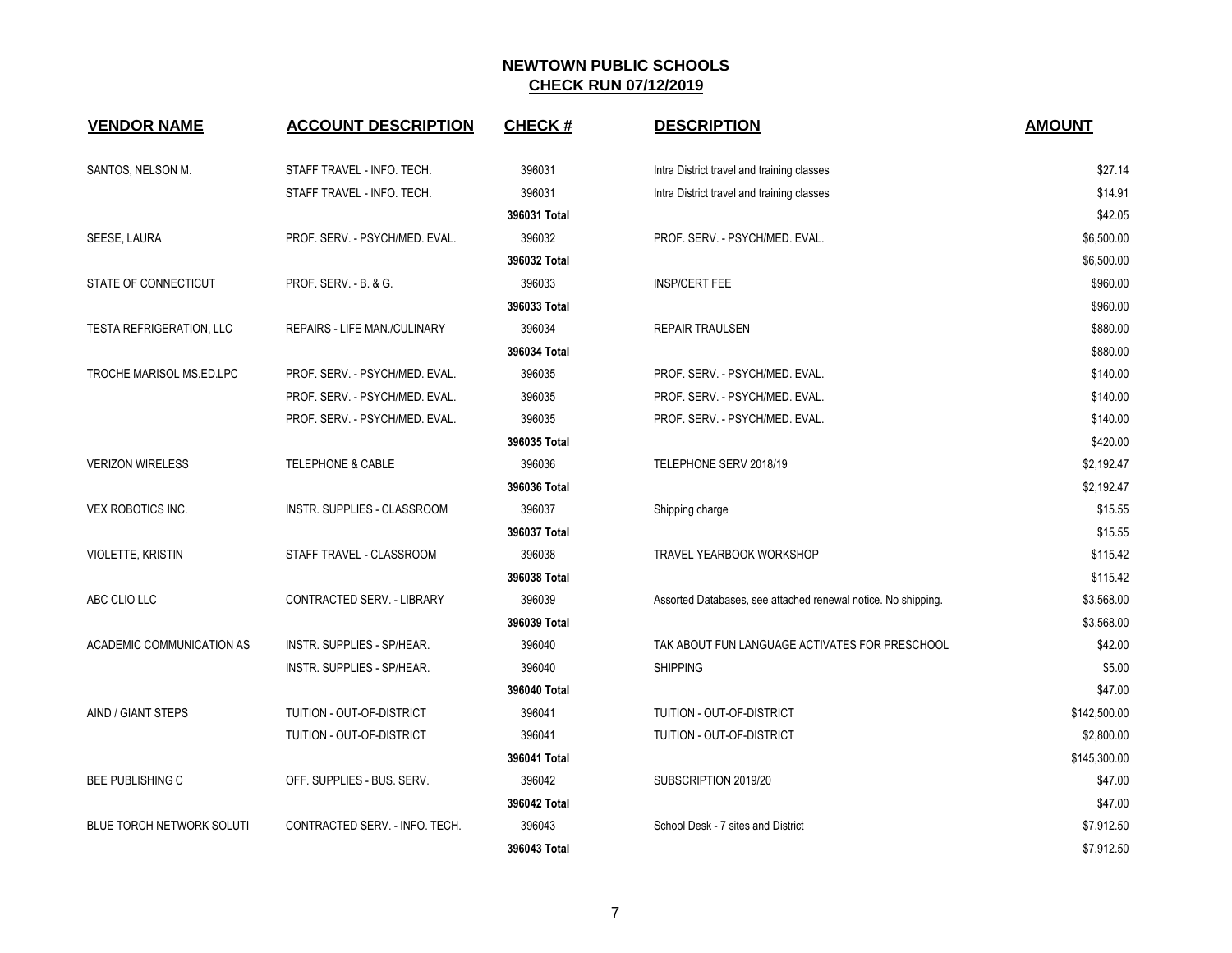# NEWTOWN PUBLIC SCHOOLS

## CHECK RUN 07/12/2019

| VENDOR NAME | ACCOUNT DESCRIPTION | CHECK # | DESCRIPTION | AMOUNT |
|---|---|---|---|---|
| SANTOS, NELSON M. | STAFF TRAVEL - INFO. TECH. | 396031 | Intra District travel and training classes | $27.14 |
| | STAFF TRAVEL - INFO. TECH. | 396031 | Intra District travel and training classes | $14.91 |
| | | **396031 Total** | | $42.05 |
| SEESE, LAURA | PROF. SERV. - PSYCH/MED. EVAL. | 396032 | PROF. SERV. - PSYCH/MED. EVAL. | $6,500.00 |
| | | **396032 Total** | | $6,500.00 |
| STATE OF CONNECTICUT | PROF. SERV. - B. & G. | 396033 | INSP/CERT FEE | $960.00 |
| | | **396033 Total** | | $960.00 |
| TESTA REFRIGERATION, LLC | REPAIRS - LIFE MAN./CULINARY | 396034 | REPAIR TRAULSEN | $880.00 |
| | | **396034 Total** | | $880.00 |
| TROCHE MARISOL MS.ED.LPC | PROF. SERV. - PSYCH/MED. EVAL. | 396035 | PROF. SERV. - PSYCH/MED. EVAL. | $140.00 |
| | PROF. SERV. - PSYCH/MED. EVAL. | 396035 | PROF. SERV. - PSYCH/MED. EVAL. | $140.00 |
| | PROF. SERV. - PSYCH/MED. EVAL. | 396035 | PROF. SERV. - PSYCH/MED. EVAL. | $140.00 |
| | | **396035 Total** | | $420.00 |
| VERIZON WIRELESS | TELEPHONE & CABLE | 396036 | TELEPHONE SERV 2018/19 | $2,192.47 |
| | | **396036 Total** | | $2,192.47 |
| VEX ROBOTICS INC. | INSTR. SUPPLIES - CLASSROOM | 396037 | Shipping charge | $15.55 |
| | | **396037 Total** | | $15.55 |
| VIOLETTE, KRISTIN | STAFF TRAVEL - CLASSROOM | 396038 | TRAVEL YEARBOOK WORKSHOP | $115.42 |
| | | **396038 Total** | | $115.42 |
| ABC CLIO LLC | CONTRACTED SERV. - LIBRARY | 396039 | Assorted Databases, see attached renewal notice. No shipping. | $3,568.00 |
| | | **396039 Total** | | $3,568.00 |
| ACADEMIC COMMUNICATION AS | INSTR. SUPPLIES - SP/HEAR. | 396040 | TAK ABOUT FUN LANGUAGE ACTIVATES FOR PRESCHOOL | $42.00 |
| | INSTR. SUPPLIES - SP/HEAR. | 396040 | SHIPPING | $5.00 |
| | | **396040 Total** | | $47.00 |
| AIND / GIANT STEPS | TUITION - OUT-OF-DISTRICT | 396041 | TUITION - OUT-OF-DISTRICT | $142,500.00 |
| | TUITION - OUT-OF-DISTRICT | 396041 | TUITION - OUT-OF-DISTRICT | $2,800.00 |
| | | **396041 Total** | | $145,300.00 |
| BEE PUBLISHING C | OFF. SUPPLIES - BUS. SERV. | 396042 | SUBSCRIPTION 2019/20 | $47.00 |
| | | **396042 Total** | | $47.00 |
| BLUE TORCH NETWORK SOLUTI | CONTRACTED SERV. - INFO. TECH. | 396043 | School Desk - 7 sites and District | $7,912.50 |
| | | **396043 Total** | | $7,912.50 |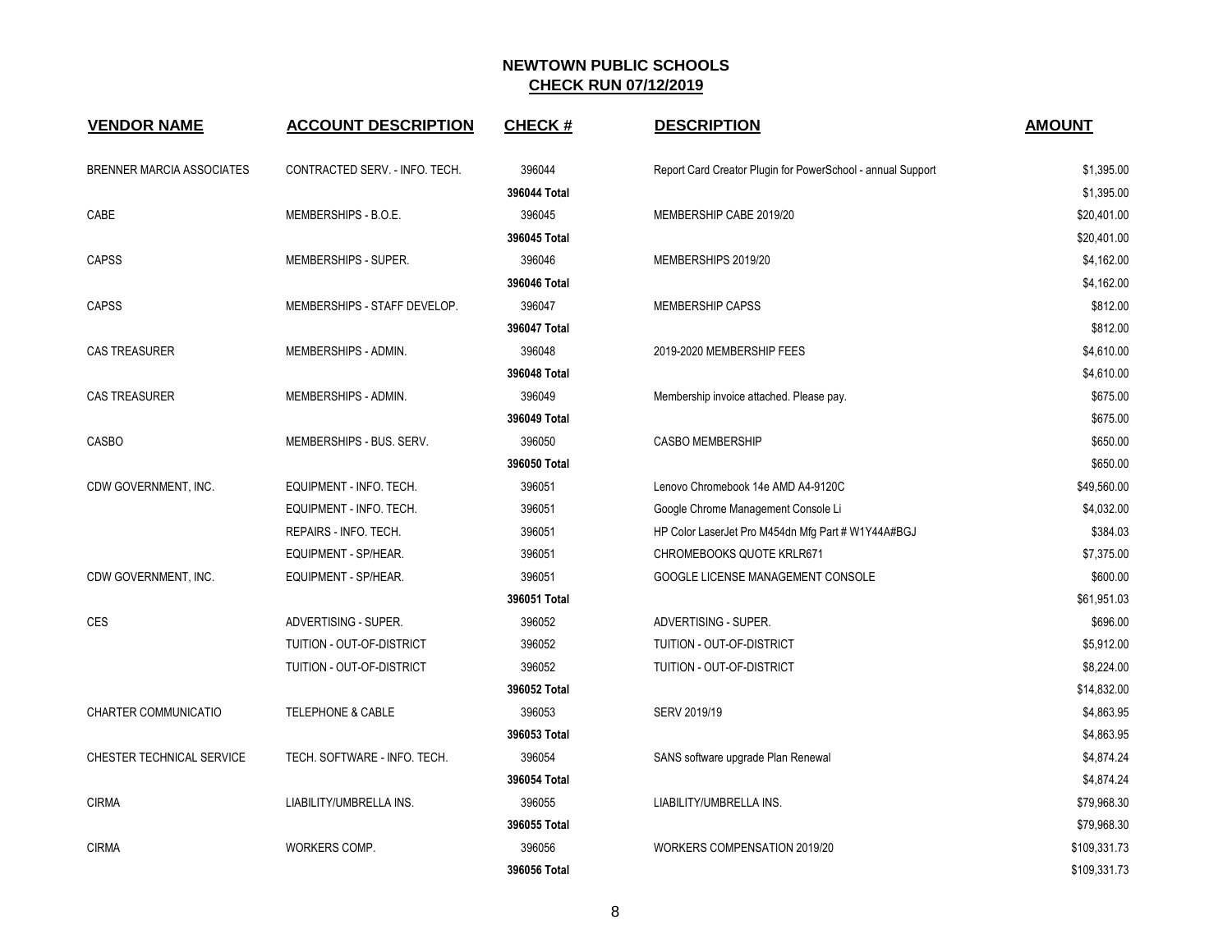# NEWTOWN PUBLIC SCHOOLS
## CHECK RUN 07/12/2019

| VENDOR NAME | ACCOUNT DESCRIPTION | CHECK # | DESCRIPTION | AMOUNT |
|---|---|---|---|---|
| BRENNER MARCIA ASSOCIATES | CONTRACTED SERV. - INFO. TECH. | 396044 | Report Card Creator Plugin for PowerSchool - annual Support | $1,395.00 |
| | | **396044 Total** | | $1,395.00 |
| CABE | MEMBERSHIPS - B.O.E. | 396045 | MEMBERSHIP CABE 2019/20 | $20,401.00 |
| | | **396045 Total** | | $20,401.00 |
| CAPSS | MEMBERSHIPS - SUPER. | 396046 | MEMBERSHIPS 2019/20 | $4,162.00 |
| | | **396046 Total** | | $4,162.00 |
| CAPSS | MEMBERSHIPS - STAFF DEVELOP. | 396047 | MEMBERSHIP CAPSS | $812.00 |
| | | **396047 Total** | | $812.00 |
| CAS TREASURER | MEMBERSHIPS - ADMIN. | 396048 | 2019-2020 MEMBERSHIP FEES | $4,610.00 |
| | | **396048 Total** | | $4,610.00 |
| CAS TREASURER | MEMBERSHIPS - ADMIN. | 396049 | Membership invoice attached. Please pay. | $675.00 |
| | | **396049 Total** | | $675.00 |
| CASBO | MEMBERSHIPS - BUS. SERV. | 396050 | CASBO MEMBERSHIP | $650.00 |
| | | **396050 Total** | | $650.00 |
| CDW GOVERNMENT, INC. | EQUIPMENT - INFO. TECH. | 396051 | Lenovo Chromebook 14e AMD A4-9120C | $49,560.00 |
| | EQUIPMENT - INFO. TECH. | 396051 | Google Chrome Management Console Li | $4,032.00 |
| | REPAIRS - INFO. TECH. | 396051 | HP Color LaserJet Pro M454dn Mfg Part # W1Y44A#BGJ | $384.03 |
| | EQUIPMENT - SP/HEAR. | 396051 | CHROMEBOOKS QUOTE KRLR671 | $7,375.00 |
| CDW GOVERNMENT, INC. | EQUIPMENT - SP/HEAR. | 396051 | GOOGLE LICENSE MANAGEMENT CONSOLE | $600.00 |
| | | **396051 Total** | | $61,951.03 |
| CES | ADVERTISING - SUPER. | 396052 | ADVERTISING - SUPER. | $696.00 |
| | TUITION - OUT-OF-DISTRICT | 396052 | TUITION - OUT-OF-DISTRICT | $5,912.00 |
| | TUITION - OUT-OF-DISTRICT | 396052 | TUITION - OUT-OF-DISTRICT | $8,224.00 |
| | | **396052 Total** | | $14,832.00 |
| CHARTER COMMUNICATIO | TELEPHONE & CABLE | 396053 | SERV 2019/19 | $4,863.95 |
| | | **396053 Total** | | $4,863.95 |
| CHESTER TECHNICAL SERVICE | TECH. SOFTWARE - INFO. TECH. | 396054 | SANS software upgrade Plan Renewal | $4,874.24 |
| | | **396054 Total** | | $4,874.24 |
| CIRMA | LIABILITY/UMBRELLA INS. | 396055 | LIABILITY/UMBRELLA INS. | $79,968.30 |
| | | **396055 Total** | | $79,968.30 |
| CIRMA | WORKERS COMP. | 396056 | WORKERS COMPENSATION 2019/20 | $109,331.73 |
| | | **396056 Total** | | $109,331.73 |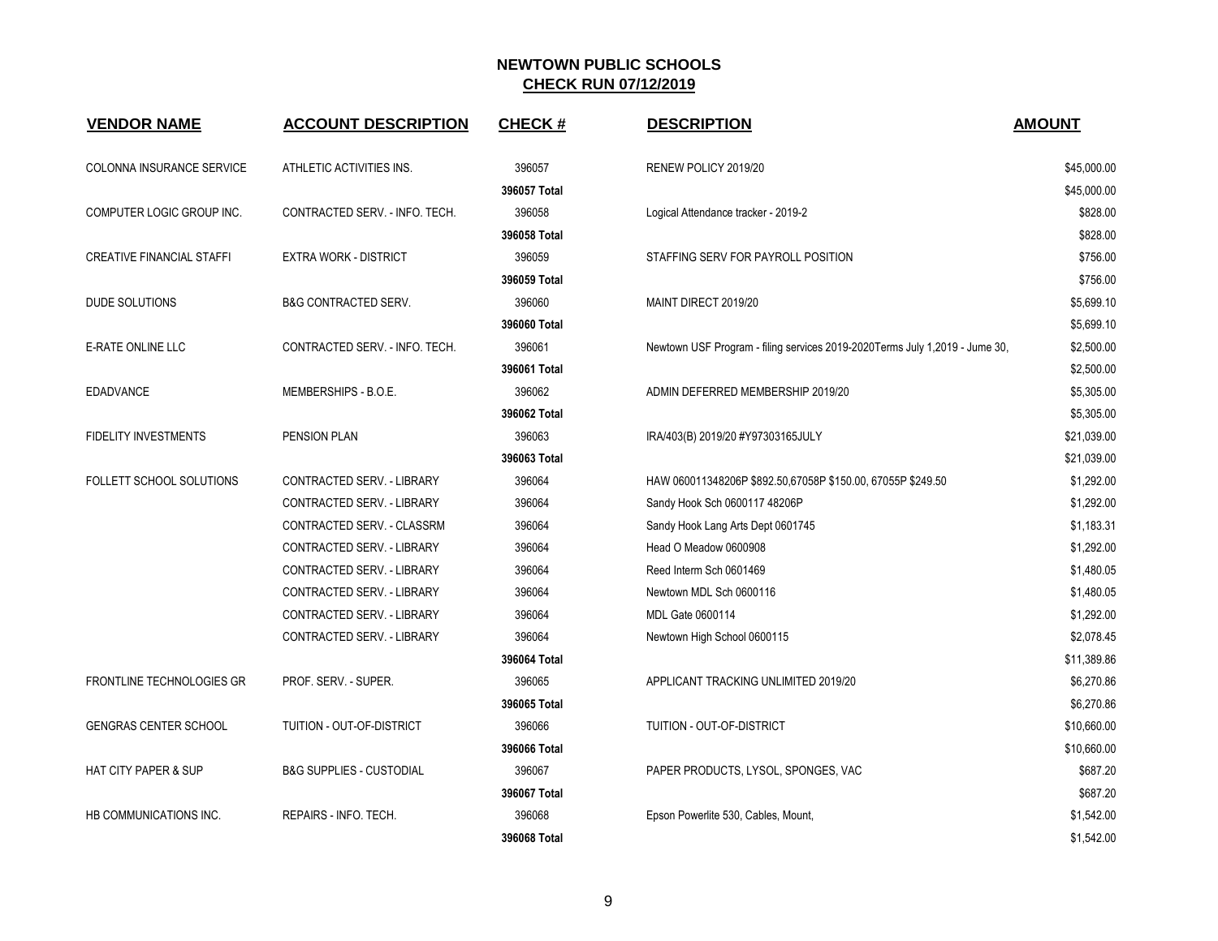# NEWTOWN PUBLIC SCHOOLS

## CHECK RUN 07/12/2019

| VENDOR NAME | ACCOUNT DESCRIPTION | CHECK # | DESCRIPTION | AMOUNT |
|---|---|---|---|---|
| COLONNA INSURANCE SERVICE | ATHLETIC ACTIVITIES INS. | 396057 | RENEW POLICY 2019/20 | $45,000.00 |
| | | **396057 Total** | | $45,000.00 |
| COMPUTER LOGIC GROUP INC. | CONTRACTED SERV. - INFO. TECH. | 396058 | Logical Attendance tracker - 2019-2 | $828.00 |
| | | **396058 Total** | | $828.00 |
| CREATIVE FINANCIAL STAFFI | EXTRA WORK - DISTRICT | 396059 | STAFFING SERV FOR PAYROLL POSITION | $756.00 |
| | | **396059 Total** | | $756.00 |
| DUDE SOLUTIONS | B&G CONTRACTED SERV. | 396060 | MAINT DIRECT 2019/20 | $5,699.10 |
| | | **396060 Total** | | $5,699.10 |
| E-RATE ONLINE LLC | CONTRACTED SERV. - INFO. TECH. | 396061 | Newtown USF Program - filing services 2019-2020Terms July 1,2019 - Jume 30, | $2,500.00 |
| | | **396061 Total** | | $2,500.00 |
| EDADVANCE | MEMBERSHIPS - B.O.E. | 396062 | ADMIN DEFERRED MEMBERSHIP 2019/20 | $5,305.00 |
| | | **396062 Total** | | $5,305.00 |
| FIDELITY INVESTMENTS | PENSION PLAN | 396063 | IRA/403(B) 2019/20 #Y97303165JULY | $21,039.00 |
| | | **396063 Total** | | $21,039.00 |
| FOLLETT SCHOOL SOLUTIONS | CONTRACTED SERV. - LIBRARY | 396064 | HAW 060011348206P $892.50,67058P $150.00, 67055P $249.50 | $1,292.00 |
| | CONTRACTED SERV. - LIBRARY | 396064 | Sandy Hook Sch 0600117 48206P | $1,292.00 |
| | CONTRACTED SERV. - CLASSRM | 396064 | Sandy Hook Lang Arts Dept 0601745 | $1,183.31 |
| | CONTRACTED SERV. - LIBRARY | 396064 | Head O Meadow 0600908 | $1,292.00 |
| | CONTRACTED SERV. - LIBRARY | 396064 | Reed Interm Sch 0601469 | $1,480.05 |
| | CONTRACTED SERV. - LIBRARY | 396064 | Newtown MDL Sch 0600116 | $1,480.05 |
| | CONTRACTED SERV. - LIBRARY | 396064 | MDL Gate 0600114 | $1,292.00 |
| | CONTRACTED SERV. - LIBRARY | 396064 | Newtown High School 0600115 | $2,078.45 |
| | | **396064 Total** | | $11,389.86 |
| FRONTLINE TECHNOLOGIES GR | PROF. SERV. - SUPER. | 396065 | APPLICANT TRACKING UNLIMITED 2019/20 | $6,270.86 |
| | | **396065 Total** | | $6,270.86 |
| GENGRAS CENTER SCHOOL | TUITION - OUT-OF-DISTRICT | 396066 | TUITION - OUT-OF-DISTRICT | $10,660.00 |
| | | **396066 Total** | | $10,660.00 |
| HAT CITY PAPER & SUP | B&G SUPPLIES - CUSTODIAL | 396067 | PAPER PRODUCTS, LYSOL, SPONGES, VAC | $687.20 |
| | | **396067 Total** | | $687.20 |
| HB COMMUNICATIONS INC. | REPAIRS - INFO. TECH. | 396068 | Epson Powerlite 530, Cables, Mount, | $1,542.00 |
| | | **396068 Total** | | $1,542.00 |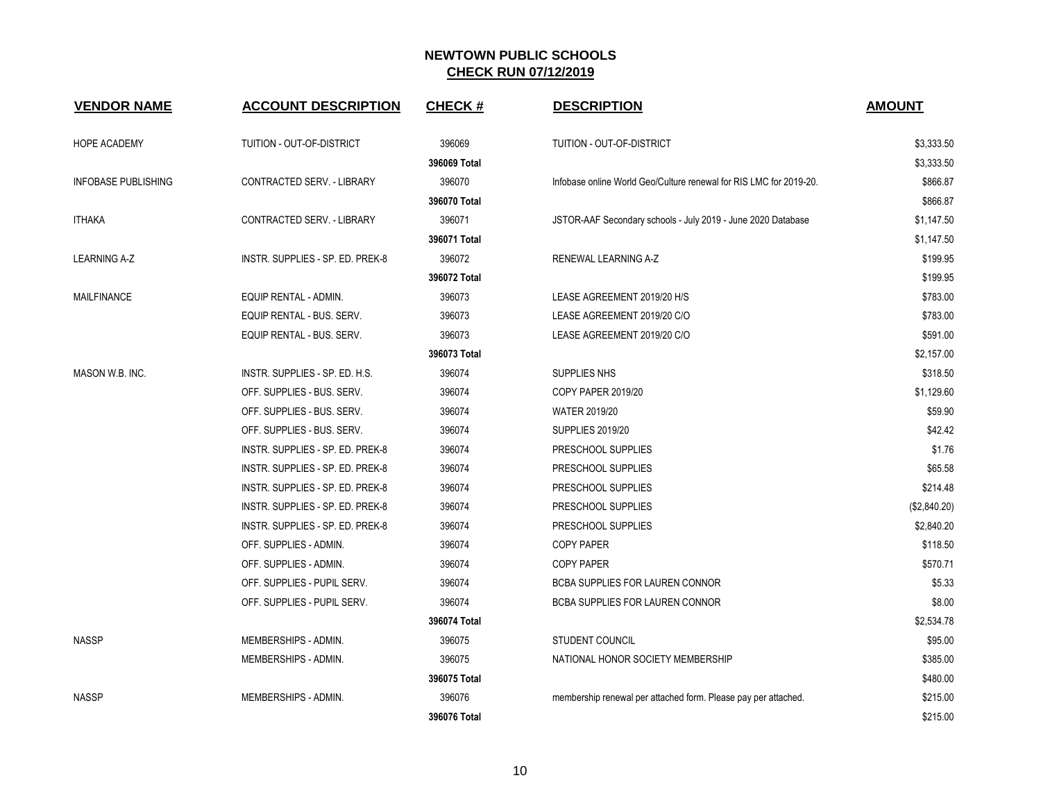# NEWTOWN PUBLIC SCHOOLS

## CHECK RUN 07/12/2019

| VENDOR NAME | ACCOUNT DESCRIPTION | CHECK # | DESCRIPTION | AMOUNT |
|---|---|---|---|---|
| HOPE ACADEMY | TUITION - OUT-OF-DISTRICT | 396069 | TUITION - OUT-OF-DISTRICT | $3,333.50 |
| | | **396069 Total** | | $3,333.50 |
| INFOBASE PUBLISHING | CONTRACTED SERV. - LIBRARY | 396070 | Infobase online World Geo/Culture renewal for RIS LMC for 2019-20. | $866.87 |
| | | **396070 Total** | | $866.87 |
| ITHAKA | CONTRACTED SERV. - LIBRARY | 396071 | JSTOR-AAF Secondary schools - July 2019 - June 2020 Database | $1,147.50 |
| | | **396071 Total** | | $1,147.50 |
| LEARNING A-Z | INSTR. SUPPLIES - SP. ED. PREK-8 | 396072 | RENEWAL LEARNING A-Z | $199.95 |
| | | **396072 Total** | | $199.95 |
| MAILFINANCE | EQUIP RENTAL - ADMIN. | 396073 | LEASE AGREEMENT 2019/20 H/S | $783.00 |
| | EQUIP RENTAL - BUS. SERV. | 396073 | LEASE AGREEMENT 2019/20 C/O | $783.00 |
| | EQUIP RENTAL - BUS. SERV. | 396073 | LEASE AGREEMENT 2019/20 C/O | $591.00 |
| | | **396073 Total** | | $2,157.00 |
| MASON W.B. INC. | INSTR. SUPPLIES - SP. ED. H.S. | 396074 | SUPPLIES NHS | $318.50 |
| | OFF. SUPPLIES - BUS. SERV. | 396074 | COPY PAPER 2019/20 | $1,129.60 |
| | OFF. SUPPLIES - BUS. SERV. | 396074 | WATER 2019/20 | $59.90 |
| | OFF. SUPPLIES - BUS. SERV. | 396074 | SUPPLIES 2019/20 | $42.42 |
| | INSTR. SUPPLIES - SP. ED. PREK-8 | 396074 | PRESCHOOL SUPPLIES | $1.76 |
| | INSTR. SUPPLIES - SP. ED. PREK-8 | 396074 | PRESCHOOL SUPPLIES | $65.58 |
| | INSTR. SUPPLIES - SP. ED. PREK-8 | 396074 | PRESCHOOL SUPPLIES | $214.48 |
| | INSTR. SUPPLIES - SP. ED. PREK-8 | 396074 | PRESCHOOL SUPPLIES | ($2,840.20) |
| | INSTR. SUPPLIES - SP. ED. PREK-8 | 396074 | PRESCHOOL SUPPLIES | $2,840.20 |
| | OFF. SUPPLIES - ADMIN. | 396074 | COPY PAPER | $118.50 |
| | OFF. SUPPLIES - ADMIN. | 396074 | COPY PAPER | $570.71 |
| | OFF. SUPPLIES - PUPIL SERV. | 396074 | BCBA SUPPLIES FOR LAUREN CONNOR | $5.33 |
| | OFF. SUPPLIES - PUPIL SERV. | 396074 | BCBA SUPPLIES FOR LAUREN CONNOR | $8.00 |
| | | **396074 Total** | | $2,534.78 |
| NASSP | MEMBERSHIPS - ADMIN. | 396075 | STUDENT COUNCIL | $95.00 |
| | MEMBERSHIPS - ADMIN. | 396075 | NATIONAL HONOR SOCIETY MEMBERSHIP | $385.00 |
| | | **396075 Total** | | $480.00 |
| NASSP | MEMBERSHIPS - ADMIN. | 396076 | membership renewal per attached form. Please pay per attached. | $215.00 |
| | | **396076 Total** | | $215.00 |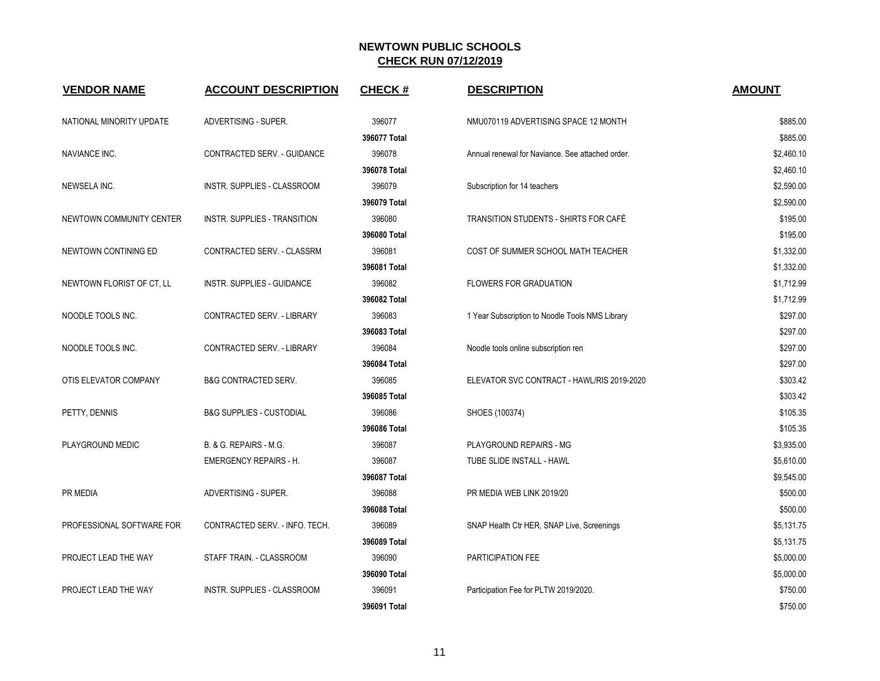## NEWTOWN PUBLIC SCHOOLS
## CHECK RUN 07/12/2019

| VENDOR NAME | ACCOUNT DESCRIPTION | CHECK # | DESCRIPTION | AMOUNT |
|---|---|---|---|---|
| NATIONAL MINORITY UPDATE | ADVERTISING - SUPER. | 396077 | NMU070119 ADVERTISING SPACE 12 MONTH | $885.00 |
| | | **396077 Total** | | $885.00 |
| NAVIANCE INC. | CONTRACTED SERV. - GUIDANCE | 396078 | Annual renewal for Naviance. See attached order. | $2,460.10 |
| | | **396078 Total** | | $2,460.10 |
| NEWSELA INC. | INSTR. SUPPLIES - CLASSROOM | 396079 | Subscription for 14 teachers | $2,590.00 |
| | | **396079 Total** | | $2,590.00 |
| NEWTOWN COMMUNITY CENTER | INSTR. SUPPLIES - TRANSITION | 396080 | TRANSITION STUDENTS - SHIRTS FOR CAFÉ | $195.00 |
| | | **396080 Total** | | $195.00 |
| NEWTOWN CONTINING ED | CONTRACTED SERV. - CLASSRM | 396081 | COST OF SUMMER SCHOOL MATH TEACHER | $1,332.00 |
| | | **396081 Total** | | $1,332.00 |
| NEWTOWN FLORIST OF CT, LL | INSTR. SUPPLIES - GUIDANCE | 396082 | FLOWERS FOR GRADUATION | $1,712.99 |
| | | **396082 Total** | | $1,712.99 |
| NOODLE TOOLS INC. | CONTRACTED SERV. - LIBRARY | 396083 | 1 Year Subscription to Noodle Tools NMS Library | $297.00 |
| | | **396083 Total** | | $297.00 |
| NOODLE TOOLS INC. | CONTRACTED SERV. - LIBRARY | 396084 | Noodle tools online subscription ren | $297.00 |
| | | **396084 Total** | | $297.00 |
| OTIS ELEVATOR COMPANY | B&G CONTRACTED SERV. | 396085 | ELEVATOR SVC CONTRACT - HAWL/RIS 2019-2020 | $303.42 |
| | | **396085 Total** | | $303.42 |
| PETTY, DENNIS | B&G SUPPLIES - CUSTODIAL | 396086 | SHOES (100374) | $105.35 |
| | | **396086 Total** | | $105.35 |
| PLAYGROUND MEDIC | B. & G. REPAIRS - M.G. | 396087 | PLAYGROUND REPAIRS - MG | $3,935.00 |
| | EMERGENCY REPAIRS - H. | 396087 | TUBE SLIDE INSTALL - HAWL | $5,610.00 |
| | | **396087 Total** | | $9,545.00 |
| PR MEDIA | ADVERTISING - SUPER. | 396088 | PR MEDIA WEB LINK 2019/20 | $500.00 |
| | | **396088 Total** | | $500.00 |
| PROFESSIONAL SOFTWARE FOR | CONTRACTED SERV. - INFO. TECH. | 396089 | SNAP Health Ctr HER, SNAP Live, Screenings | $5,131.75 |
| | | **396089 Total** | | $5,131.75 |
| PROJECT LEAD THE WAY | STAFF TRAIN. - CLASSROOM | 396090 | PARTICIPATION FEE | $5,000.00 |
| | | **396090 Total** | | $5,000.00 |
| PROJECT LEAD THE WAY | INSTR. SUPPLIES - CLASSROOM | 396091 | Participation Fee for PLTW 2019/2020. | $750.00 |
| | | **396091 Total** | | $750.00 |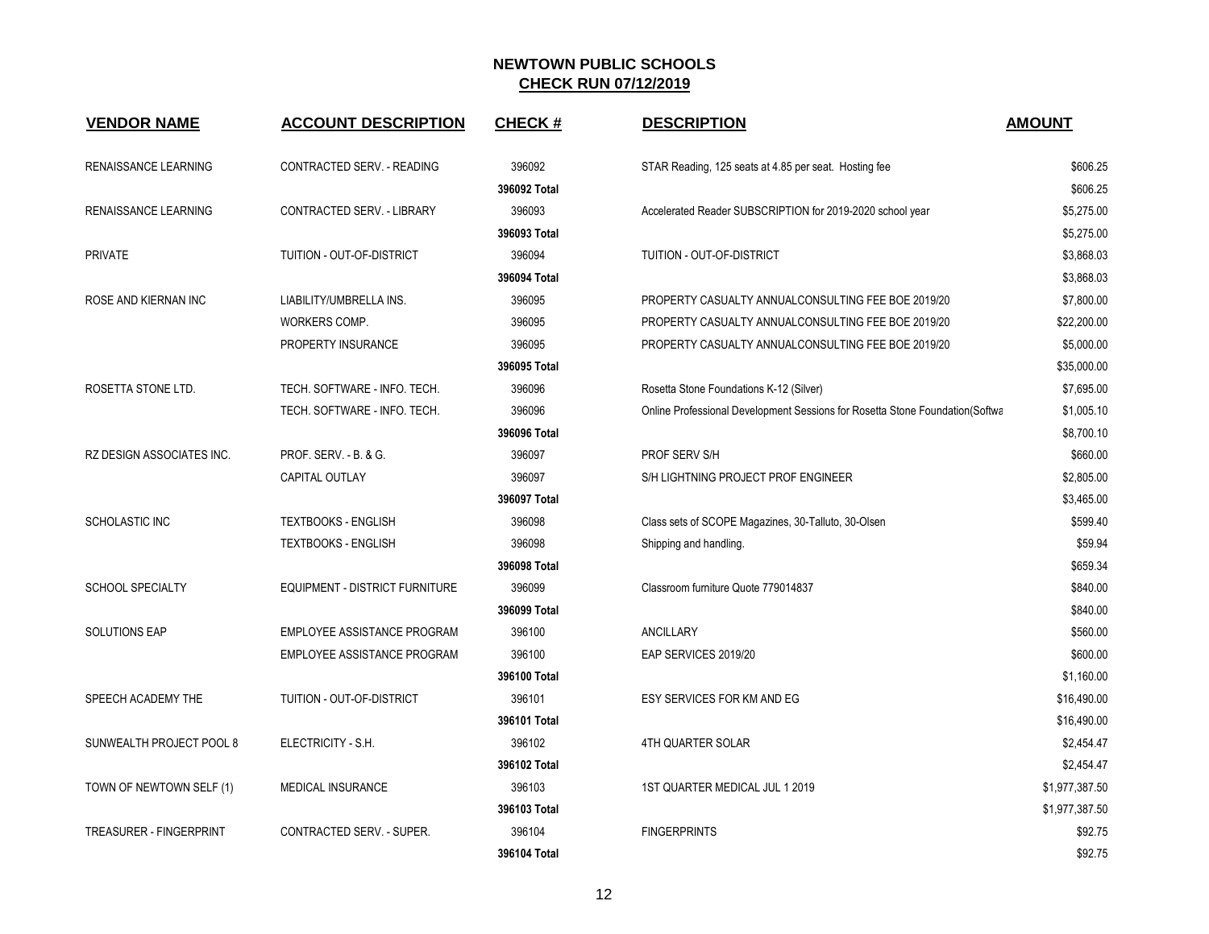# NEWTOWN PUBLIC SCHOOLS
## CHECK RUN 07/12/2019

| VENDOR NAME | ACCOUNT DESCRIPTION | CHECK # | DESCRIPTION | AMOUNT |
|---|---|---|---|---|
| RENAISSANCE LEARNING | CONTRACTED SERV. - READING | 396092 | STAR Reading, 125 seats at 4.85 per seat. Hosting fee | $606.25 |
| | | **396092 Total** | | $606.25 |
| RENAISSANCE LEARNING | CONTRACTED SERV. - LIBRARY | 396093 | Accelerated Reader SUBSCRIPTION for 2019-2020 school year | $5,275.00 |
| | | **396093 Total** | | $5,275.00 |
| PRIVATE | TUITION - OUT-OF-DISTRICT | 396094 | TUITION - OUT-OF-DISTRICT | $3,868.03 |
| | | **396094 Total** | | $3,868.03 |
| ROSE AND KIERNAN INC | LIABILITY/UMBRELLA INS. | 396095 | PROPERTY CASUALTY ANNUALCONSULTING FEE BOE 2019/20 | $7,800.00 |
| | WORKERS COMP. | 396095 | PROPERTY CASUALTY ANNUALCONSULTING FEE BOE 2019/20 | $22,200.00 |
| | PROPERTY INSURANCE | 396095 | PROPERTY CASUALTY ANNUALCONSULTING FEE BOE 2019/20 | $5,000.00 |
| | | **396095 Total** | | $35,000.00 |
| ROSETTA STONE LTD. | TECH. SOFTWARE - INFO. TECH. | 396096 | Rosetta Stone Foundations K-12 (Silver) | $7,695.00 |
| | TECH. SOFTWARE - INFO. TECH. | 396096 | Online Professional Development Sessions for Rosetta Stone Foundation(Softwa | $1,005.10 |
| | | **396096 Total** | | $8,700.10 |
| RZ DESIGN ASSOCIATES INC. | PROF. SERV. - B. & G. | 396097 | PROF SERV S/H | $660.00 |
| | CAPITAL OUTLAY | 396097 | S/H LIGHTNING PROJECT PROF ENGINEER | $2,805.00 |
| | | **396097 Total** | | $3,465.00 |
| SCHOLASTIC INC | TEXTBOOKS - ENGLISH | 396098 | Class sets of SCOPE Magazines, 30-Talluto, 30-Olsen | $599.40 |
| | TEXTBOOKS - ENGLISH | 396098 | Shipping and handling. | $59.94 |
| | | **396098 Total** | | $659.34 |
| SCHOOL SPECIALTY | EQUIPMENT - DISTRICT FURNITURE | 396099 | Classroom furniture Quote 779014837 | $840.00 |
| | | **396099 Total** | | $840.00 |
| SOLUTIONS EAP | EMPLOYEE ASSISTANCE PROGRAM | 396100 | ANCILLARY | $560.00 |
| | EMPLOYEE ASSISTANCE PROGRAM | 396100 | EAP SERVICES 2019/20 | $600.00 |
| | | **396100 Total** | | $1,160.00 |
| SPEECH ACADEMY THE | TUITION - OUT-OF-DISTRICT | 396101 | ESY SERVICES FOR KM AND EG | $16,490.00 |
| | | **396101 Total** | | $16,490.00 |
| SUNWEALTH PROJECT POOL 8 | ELECTRICITY - S.H. | 396102 | 4TH QUARTER SOLAR | $2,454.47 |
| | | **396102 Total** | | $2,454.47 |
| TOWN OF NEWTOWN SELF (1) | MEDICAL INSURANCE | 396103 | 1ST QUARTER MEDICAL JUL 1 2019 | $1,977,387.50 |
| | | **396103 Total** | | $1,977,387.50 |
| TREASURER - FINGERPRINT | CONTRACTED SERV. - SUPER. | 396104 | FINGERPRINTS | $92.75 |
| | | **396104 Total** | | $92.75 |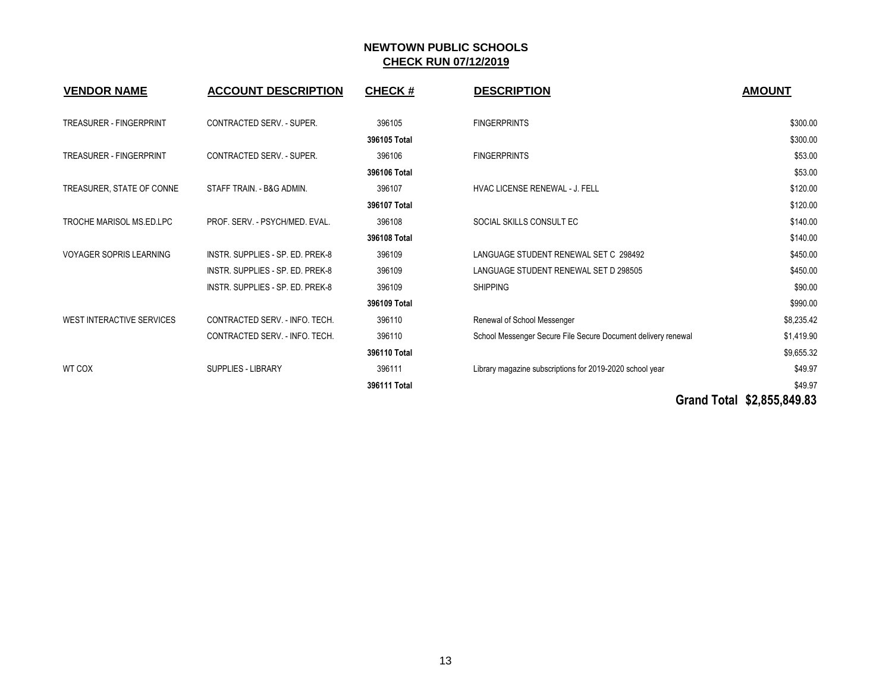## NEWTOWN PUBLIC SCHOOLS
## CHECK RUN 07/12/2019

| VENDOR NAME | ACCOUNT DESCRIPTION | CHECK # | DESCRIPTION | AMOUNT |
|---|---|---|---|---|
| TREASURER - FINGERPRINT | CONTRACTED SERV. - SUPER. | 396105 | FINGERPRINTS | $300.00 |
| | | **396105 Total** | | $300.00 |
| TREASURER - FINGERPRINT | CONTRACTED SERV. - SUPER. | 396106 | FINGERPRINTS | $53.00 |
| | | **396106 Total** | | $53.00 |
| TREASURER, STATE OF CONNE | STAFF TRAIN. - B&G ADMIN. | 396107 | HVAC LICENSE RENEWAL - J. FELL | $120.00 |
| | | **396107 Total** | | $120.00 |
| TROCHE MARISOL MS.ED.LPC | PROF. SERV. - PSYCH/MED. EVAL. | 396108 | SOCIAL SKILLS CONSULT EC | $140.00 |
| | | **396108 Total** | | $140.00 |
| VOYAGER SOPRIS LEARNING | INSTR. SUPPLIES - SP. ED. PREK-8 | 396109 | LANGUAGE STUDENT RENEWAL SET C 298492 | $450.00 |
| | INSTR. SUPPLIES - SP. ED. PREK-8 | 396109 | LANGUAGE STUDENT RENEWAL SET D 298505 | $450.00 |
| | INSTR. SUPPLIES - SP. ED. PREK-8 | 396109 | SHIPPING | $90.00 |
| | | **396109 Total** | | $990.00 |
| WEST INTERACTIVE SERVICES | CONTRACTED SERV. - INFO. TECH. | 396110 | Renewal of School Messenger | $8,235.42 |
| | CONTRACTED SERV. - INFO. TECH. | 396110 | School Messenger Secure File Secure Document delivery renewal | $1,419.90 |
| | | **396110 Total** | | $9,655.32 |
| WT COX | SUPPLIES - LIBRARY | 396111 | Library magazine subscriptions for 2019-2020 school year | $49.97 |
| | | **396111 Total** | | $49.97 |
| | | | **Grand Total** | **$2,855,849.83** |